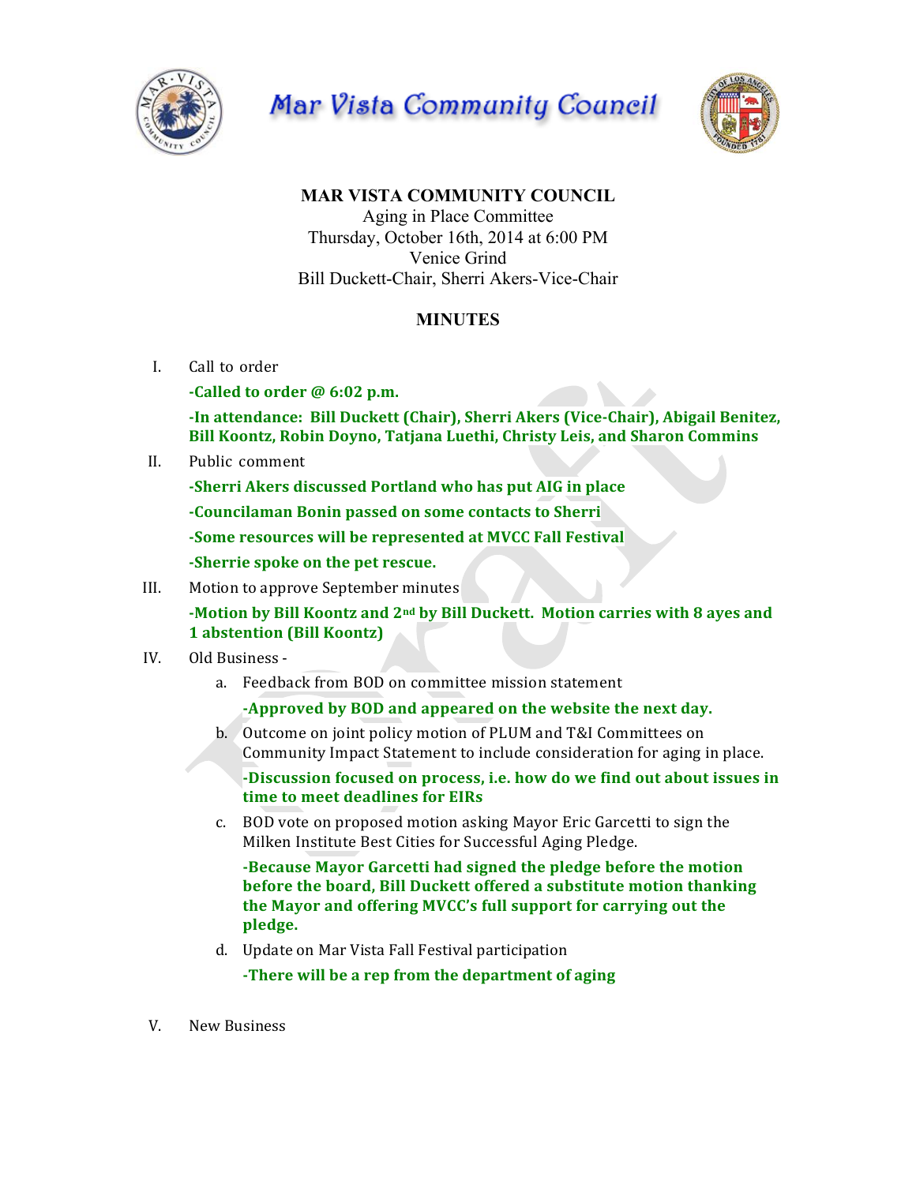# Mar Vista Community Council

**MAR VISTA COMMUNITY COUNCIL**
Aging in Place Committee
Thursday, October 16th, 2014 at 6:00 PM
Venice Grind
Bill Duckett-Chair, Sherri Akers-Vice-Chair

## MINUTES

I. Call to order

**-Called to order @ 6:02 p.m.**

**-In attendance: Bill Duckett (Chair), Sherri Akers (Vice-Chair), Abigail Benitez, Bill Koontz, Robin Doyno, Tatjana Luethi, Christy Leis, and Sharon Commins**

II. Public comment

**-Sherri Akers discussed Portland who has put AIG in place**

**-Councilaman Bonin passed on some contacts to Sherri**

**-Some resources will be represented at MVCC Fall Festival**

**-Sherrie spoke on the pet rescue.**

III. Motion to approve September minutes

**-Motion by Bill Koontz and 2nd by Bill Duckett. Motion carries with 8 ayes and 1 abstention (Bill Koontz)**

IV. Old Business -

a. Feedback from BOD on committee mission statement

**-Approved by BOD and appeared on the website the next day.**

b. Outcome on joint policy motion of PLUM and T&I Committees on Community Impact Statement to include consideration for aging in place.

**-Discussion focused on process, i.e. how do we find out about issues in time to meet deadlines for EIRs**

c. BOD vote on proposed motion asking Mayor Eric Garcetti to sign the Milken Institute Best Cities for Successful Aging Pledge.

**-Because Mayor Garcetti had signed the pledge before the motion before the board, Bill Duckett offered a substitute motion thanking the Mayor and offering MVCC's full support for carrying out the pledge.**

d. Update on Mar Vista Fall Festival participation

**-There will be a rep from the department of aging**

V. New Business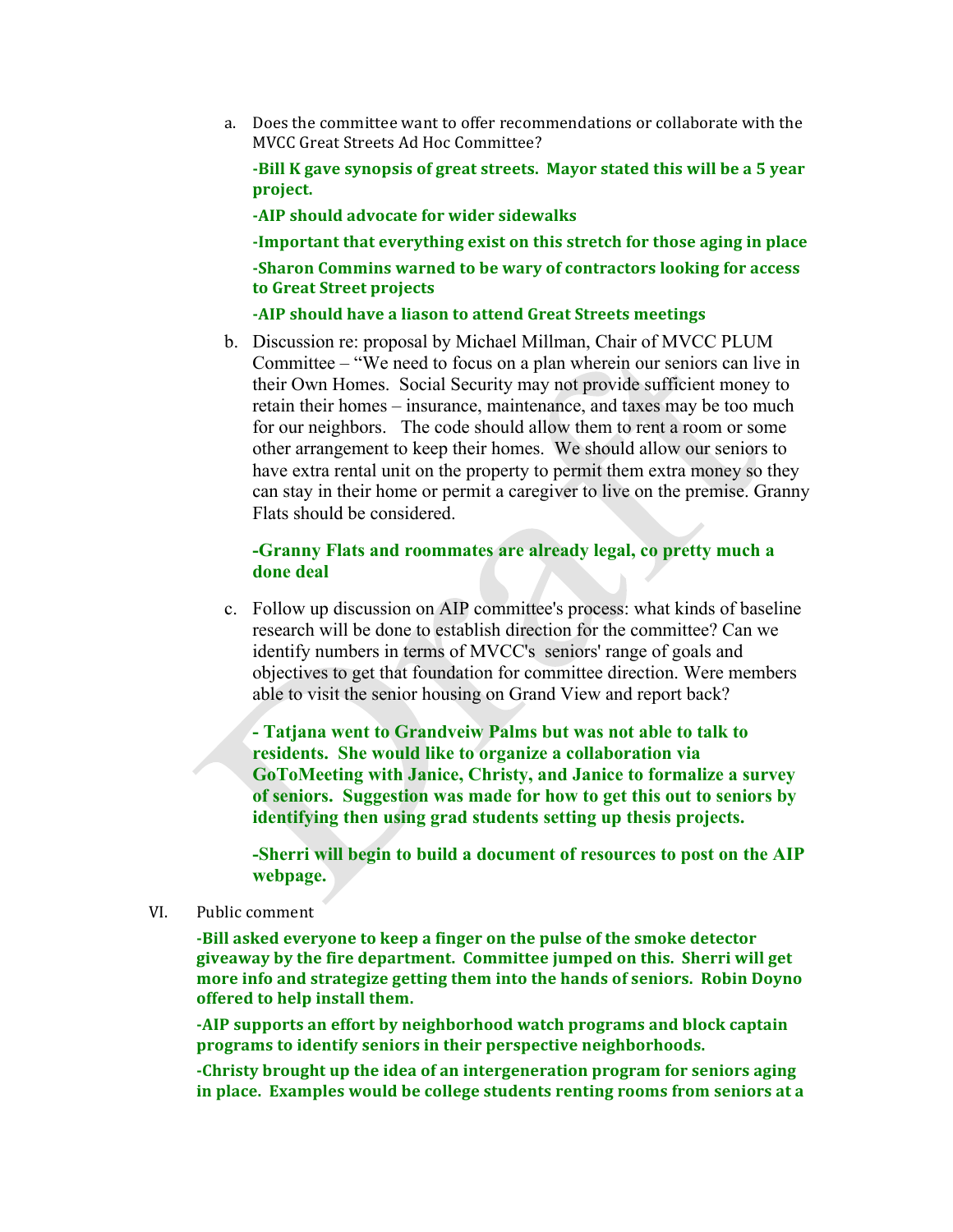a. Does the committee want to offer recommendations or collaborate with the MVCC Great Streets Ad Hoc Committee?

   **-Bill K gave synopsis of great streets. Mayor stated this will be a 5 year project.**

   **-AIP should advocate for wider sidewalks**

   **-Important that everything exist on this stretch for those aging in place**

   **-Sharon Commins warned to be wary of contractors looking for access to Great Street projects**

   **-AIP should have a liason to attend Great Streets meetings**

b. Discussion re: proposal by Michael Millman, Chair of MVCC PLUM Committee – "We need to focus on a plan wherein our seniors can live in their Own Homes. Social Security may not provide sufficient money to retain their homes – insurance, maintenance, and taxes may be too much for our neighbors. The code should allow them to rent a room or some other arrangement to keep their homes. We should allow our seniors to have extra rental unit on the property to permit them extra money so they can stay in their home or permit a caregiver to live on the premise. Granny Flats should be considered.

   **-Granny Flats and roommates are already legal, co pretty much a done deal**

c. Follow up discussion on AIP committee's process: what kinds of baseline research will be done to establish direction for the committee? Can we identify numbers in terms of MVCC's seniors' range of goals and objectives to get that foundation for committee direction. Were members able to visit the senior housing on Grand View and report back?

   **- Tatjana went to Grandveiw Palms but was not able to talk to residents. She would like to organize a collaboration via GoToMeeting with Janice, Christy, and Janice to formalize a survey of seniors. Suggestion was made for how to get this out to seniors by identifying then using grad students setting up thesis projects.**

   **-Sherri will begin to build a document of resources to post on the AIP webpage.**

VI. Public comment

   **-Bill asked everyone to keep a finger on the pulse of the smoke detector giveaway by the fire department. Committee jumped on this. Sherri will get more info and strategize getting them into the hands of seniors. Robin Doyno offered to help install them.**

   **-AIP supports an effort by neighborhood watch programs and block captain programs to identify seniors in their perspective neighborhoods.**

   **-Christy brought up the idea of an intergeneration program for seniors aging in place. Examples would be college students renting rooms from seniors at a**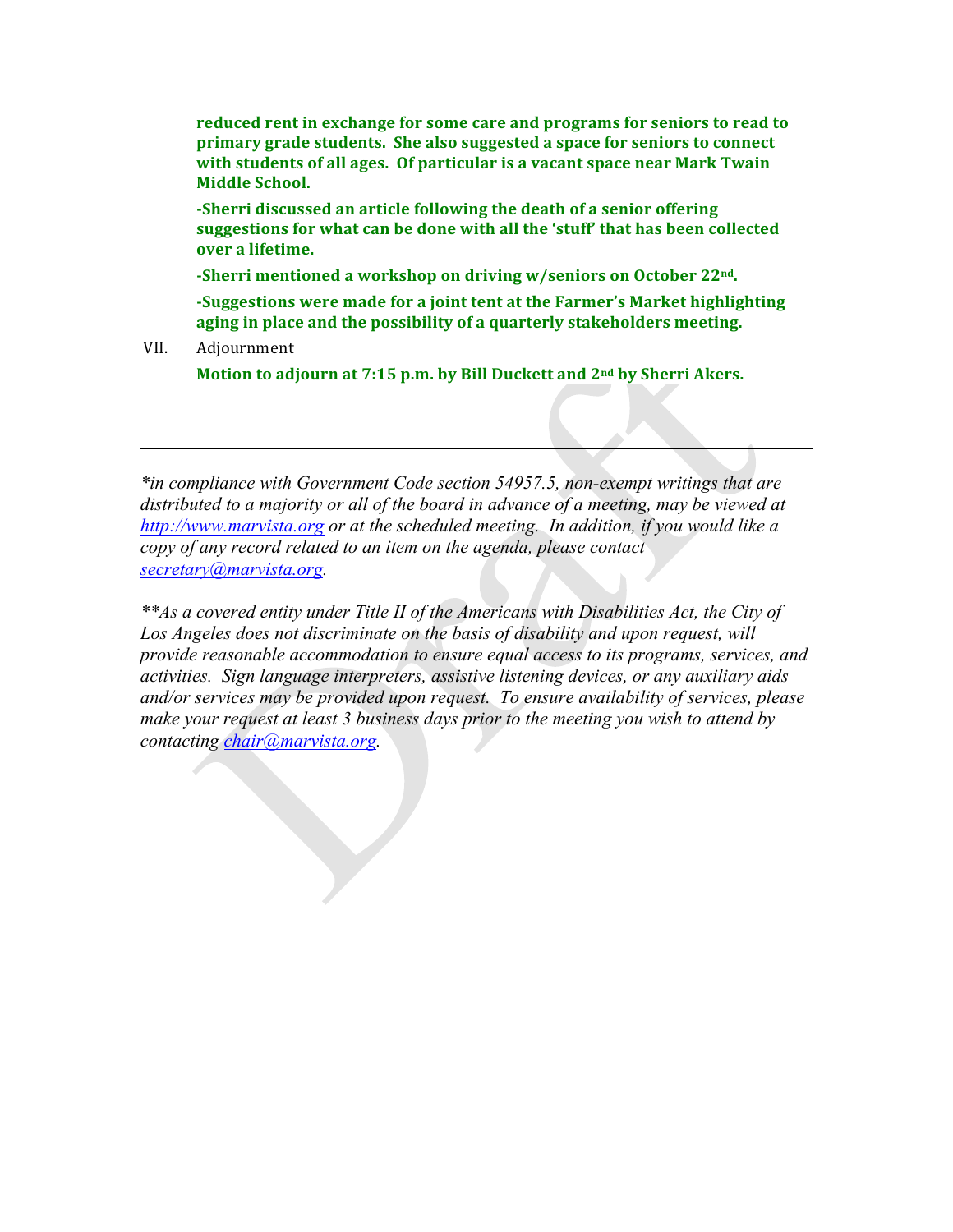**reduced rent in exchange for some care and programs for seniors to read to primary grade students. She also suggested a space for seniors to connect with students of all ages. Of particular is a vacant space near Mark Twain Middle School.**

**-Sherri discussed an article following the death of a senior offering suggestions for what can be done with all the 'stuff' that has been collected over a lifetime.**

**-Sherri mentioned a workshop on driving w/seniors on October 22nd.**

**-Suggestions were made for a joint tent at the Farmer's Market highlighting aging in place and the possibility of a quarterly stakeholders meeting.**

VII. Adjournment

**Motion to adjourn at 7:15 p.m. by Bill Duckett and 2nd by Sherri Akers.**

---

*\*in compliance with Government Code section 54957.5, non-exempt writings that are distributed to a majority or all of the board in advance of a meeting, may be viewed at [http://www.marvista.org](http://www.marvista.org) or at the scheduled meeting. In addition, if you would like a copy of any record related to an item on the agenda, please contact [secretary@marvista.org](mailto:secretary@marvista.org).*

*\*\*As a covered entity under Title II of the Americans with Disabilities Act, the City of Los Angeles does not discriminate on the basis of disability and upon request, will provide reasonable accommodation to ensure equal access to its programs, services, and activities. Sign language interpreters, assistive listening devices, or any auxiliary aids and/or services may be provided upon request. To ensure availability of services, please make your request at least 3 business days prior to the meeting you wish to attend by contacting [chair@marvista.org](mailto:chair@marvista.org).*